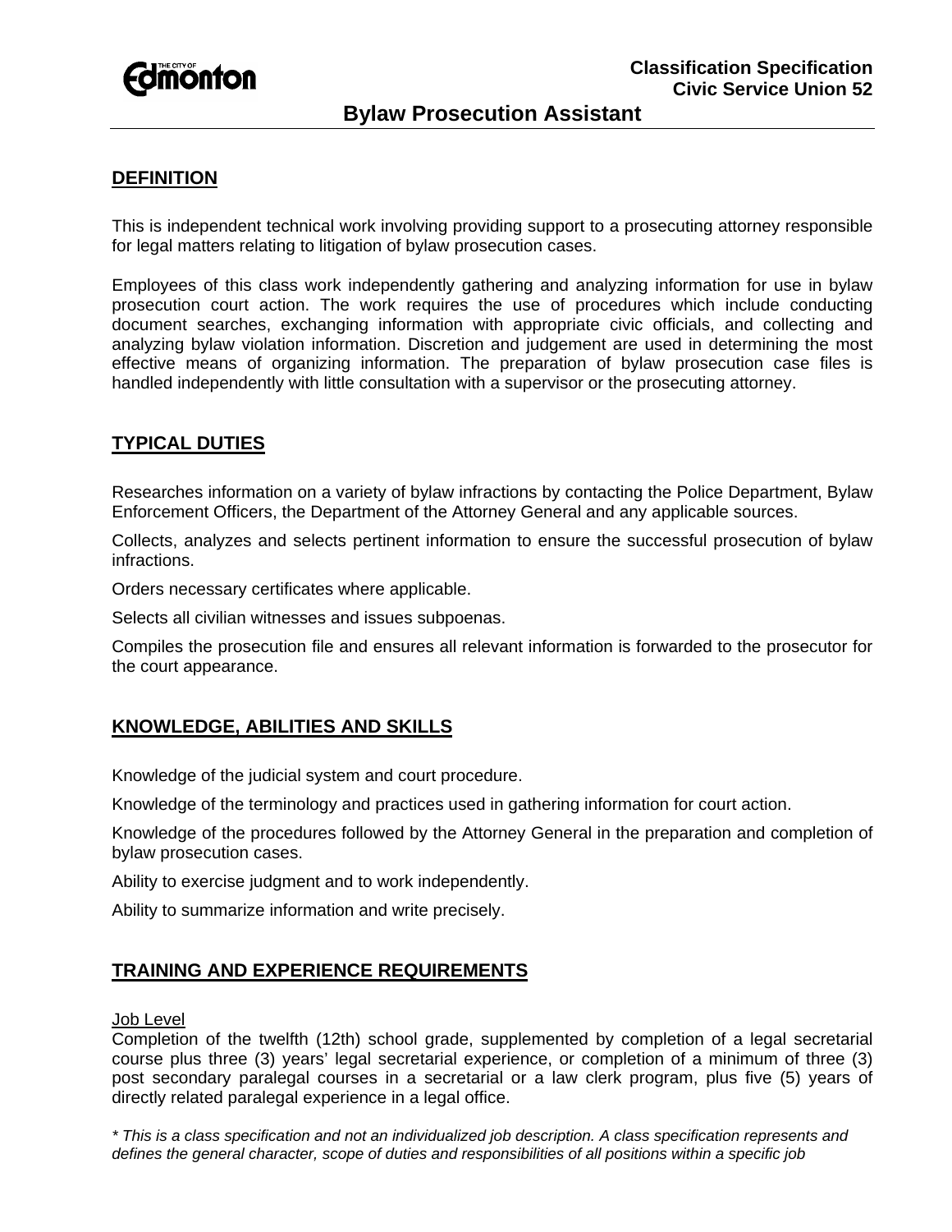Classification Specification
Civic Service Union 52

# Bylaw Prosecution Assistant

## DEFINITION

This is independent technical work involving providing support to a prosecuting attorney responsible for legal matters relating to litigation of bylaw prosecution cases.

Employees of this class work independently gathering and analyzing information for use in bylaw prosecution court action. The work requires the use of procedures which include conducting document searches, exchanging information with appropriate civic officials, and collecting and analyzing bylaw violation information. Discretion and judgement are used in determining the most effective means of organizing information. The preparation of bylaw prosecution case files is handled independently with little consultation with a supervisor or the prosecuting attorney.

## TYPICAL DUTIES

Researches information on a variety of bylaw infractions by contacting the Police Department, Bylaw Enforcement Officers, the Department of the Attorney General and any applicable sources.

Collects, analyzes and selects pertinent information to ensure the successful prosecution of bylaw infractions.

Orders necessary certificates where applicable.

Selects all civilian witnesses and issues subpoenas.

Compiles the prosecution file and ensures all relevant information is forwarded to the prosecutor for the court appearance.

## KNOWLEDGE, ABILITIES AND SKILLS

Knowledge of the judicial system and court procedure.

Knowledge of the terminology and practices used in gathering information for court action.

Knowledge of the procedures followed by the Attorney General in the preparation and completion of bylaw prosecution cases.

Ability to exercise judgment and to work independently.

Ability to summarize information and write precisely.

## TRAINING AND EXPERIENCE REQUIREMENTS

Job Level
Completion of the twelfth (12th) school grade, supplemented by completion of a legal secretarial course plus three (3) years' legal secretarial experience, or completion of a minimum of three (3) post secondary paralegal courses in a secretarial or a law clerk program, plus five (5) years of directly related paralegal experience in a legal office.

*\* This is a class specification and not an individualized job description. A class specification represents and defines the general character, scope of duties and responsibilities of all positions within a specific job*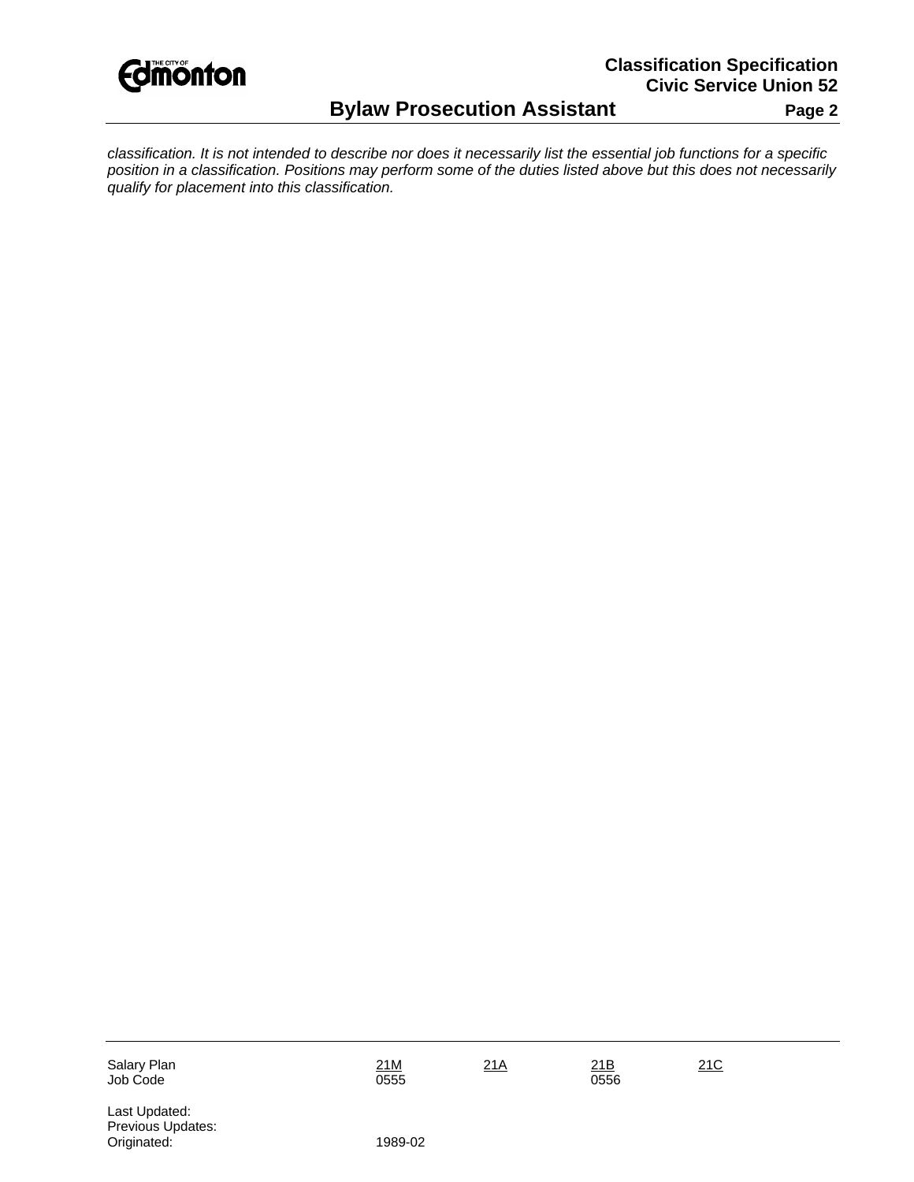*classification. It is not intended to describe nor does it necessarily list the essential job functions for a specific position in a classification. Positions may perform some of the duties listed above but this does not necessarily qualify for placement into this classification.*

| | | | | |
|---|---|---|---|---|
| Salary Plan | 21M | 21A | 21B | 21C |
| Job Code | 0555 | | 0556 | |

Last Updated:
Previous Updates:
Originated: 1989-02